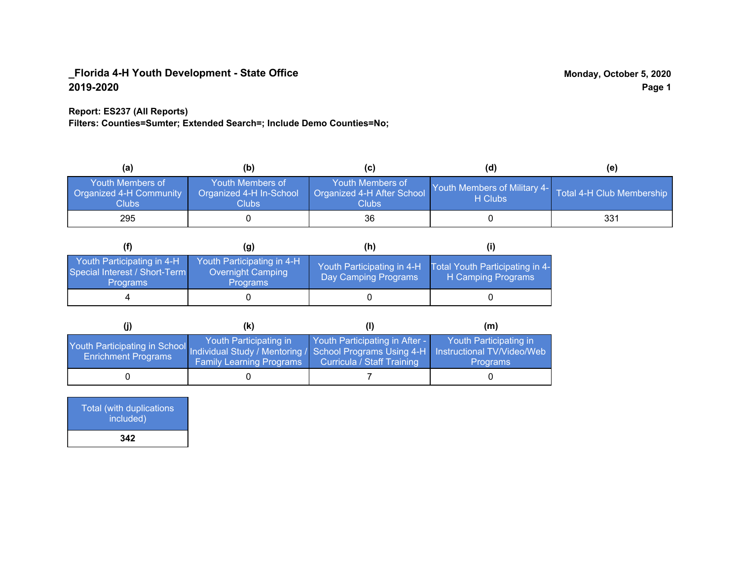**_Florida 4-H Youth Development - State Office**
**2019-2020**

**Monday, October 5, 2020**

**Report: ES237 (All Reports)**
**Filters: Counties=Sumter; Extended Search=; Include Demo Counties=No;**

| (a) | (b) | (c) | (d) | (e) |
|---|---|---|---|---|
| Youth Members of Organized 4-H Community Clubs | Youth Members of Organized 4-H In-School Clubs | Youth Members of Organized 4-H After School Clubs | Youth Members of Military 4-H Clubs | Total 4-H Club Membership |
| 295 | 0 | 36 | 0 | 331 |

| (f) | (g) | (h) | (i) |
|---|---|---|---|
| Youth Participating in 4-H Special Interest / Short-Term Programs | Youth Participating in 4-H Overnight Camping Programs | Youth Participating in 4-H Day Camping Programs | Total Youth Participating in 4-H Camping Programs |
| 4 | 0 | 0 | 0 |

| (j) | (k) | (l) | (m) |
|---|---|---|---|
| Youth Participating in School Enrichment Programs | Youth Participating in Individual Study / Mentoring / Family Learning Programs | Youth Participating in After - School Programs Using 4-H Curricula / Staff Training | Youth Participating in Instructional TV/Video/Web Programs |
| 0 | 0 | 7 | 0 |

| Total (with duplications included) |
|---|
| **342** |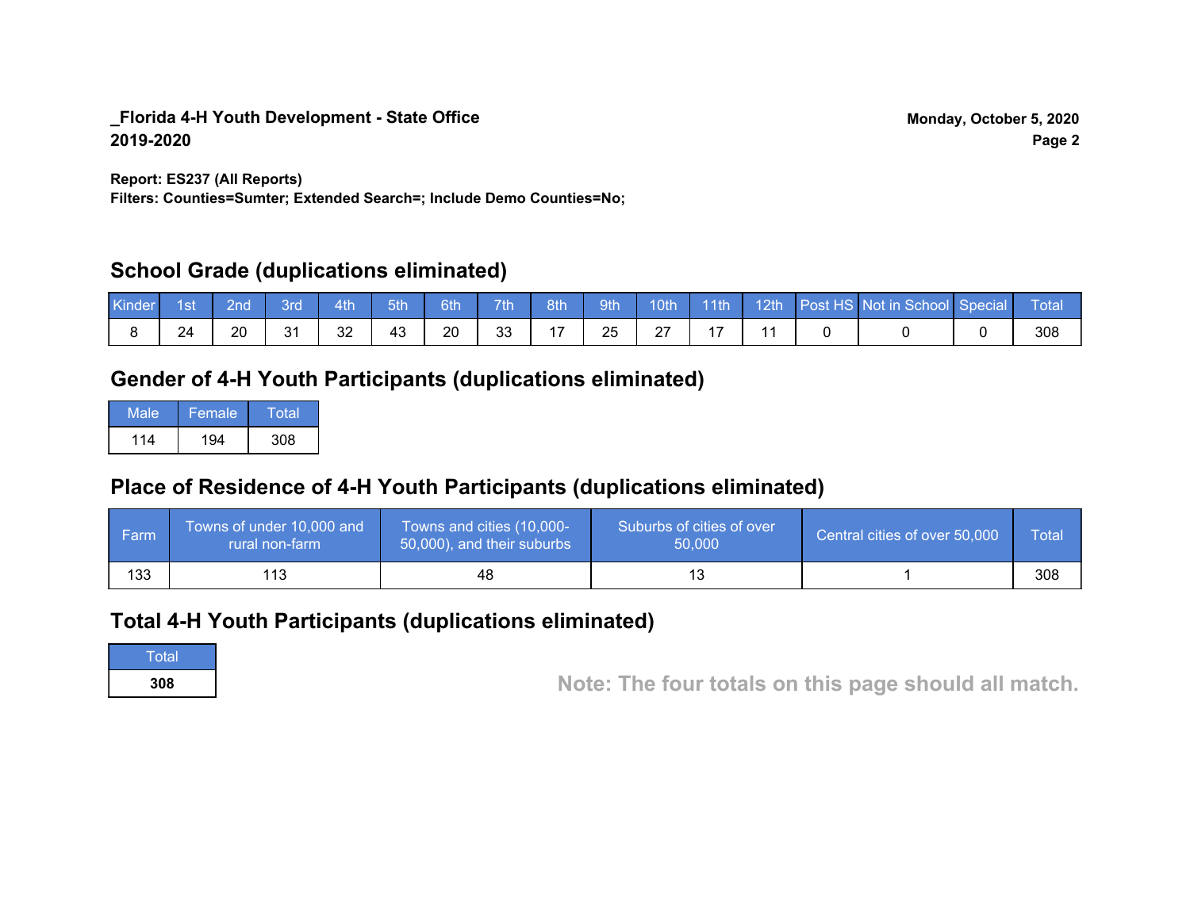**_Florida 4-H Youth Development - State Office**
**2019-2020**

**Monday, October 5, 2020**

**Report: ES237 (All Reports)**
**Filters: Counties=Sumter; Extended Search=; Include Demo Counties=No;**

## School Grade (duplications eliminated)

| Kinder | 1st | 2nd | 3rd | 4th | 5th | 6th | 7th | 8th | 9th | 10th | 11th | 12th | Post HS | Not in School | Special | Total |
|---|---|---|---|---|---|---|---|---|---|---|---|---|---|---|---|---|
| 8 | 24 | 20 | 31 | 32 | 43 | 20 | 33 | 17 | 25 | 27 | 17 | 11 | 0 | 0 | 0 | 308 |

## Gender of 4-H Youth Participants (duplications eliminated)

| Male | Female | Total |
|---|---|---|
| 114 | 194 | 308 |

## Place of Residence of 4-H Youth Participants (duplications eliminated)

| Farm | Towns of under 10,000 and rural non-farm | Towns and cities (10,000-50,000), and their suburbs | Suburbs of cities of over 50,000 | Central cities of over 50,000 | Total |
|---|---|---|---|---|---|
| 133 | 113 | 48 | 13 | 1 | 308 |

## Total 4-H Youth Participants (duplications eliminated)

| Total |
|---|
| **308** |

**Note: The four totals on this page should all match.**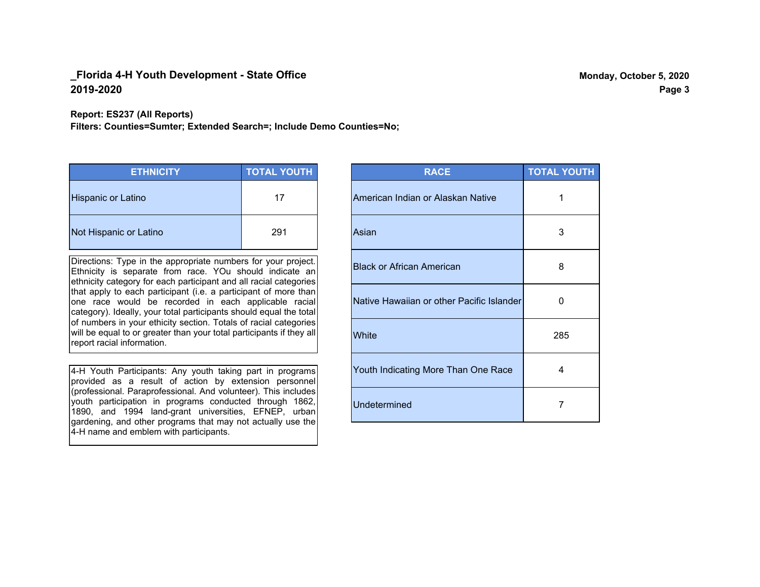# _Florida 4-H Youth Development - State Office
## 2019-2020

Monday, October 5, 2020

**Report: ES237 (All Reports)**
**Filters: Counties=Sumter; Extended Search=; Include Demo Counties=No;**

| ETHNICITY | TOTAL YOUTH |
|---|---|
| Hispanic or Latino | 17 |
| Not Hispanic or Latino | 291 |

Directions: Type in the appropriate numbers for your project. Ethnicity is separate from race. YOu should indicate an ethnicity category for each participant and all racial categories that apply to each participant (i.e. a participant of more than one race would be recorded in each applicable racial category). Ideally, your total participants should equal the total of numbers in your ethicity section. Totals of racial categories will be equal to or greater than your total participants if they all report racial information.

4-H Youth Participants: Any youth taking part in programs provided as a result of action by extension personnel (professional. Paraprofessional. And volunteer). This includes youth participation in programs conducted through 1862, 1890, and 1994 land-grant universities, EFNEP, urban gardening, and other programs that may not actually use the 4-H name and emblem with participants.

| RACE | TOTAL YOUTH |
|---|---|
| American Indian or Alaskan Native | 1 |
| Asian | 3 |
| Black or African American | 8 |
| Native Hawaiian or other Pacific Islander | 0 |
| White | 285 |
| Youth Indicating More Than One Race | 4 |
| Undetermined | 7 |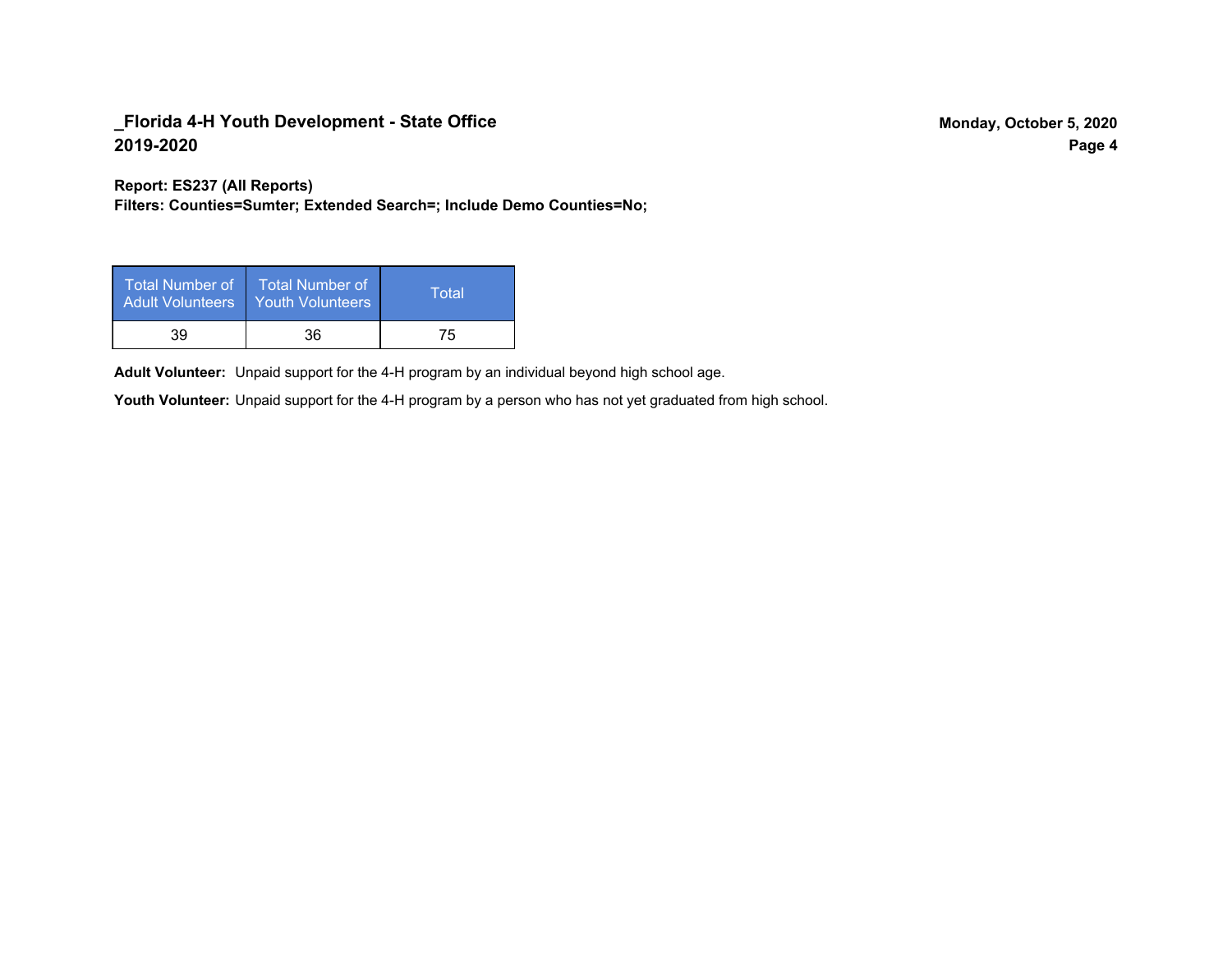**Report: ES237 (All Reports)**
**Filters: Counties=Sumter; Extended Search=; Include Demo Counties=No;**

| Total Number of Adult Volunteers | Total Number of Youth Volunteers | Total |
|---|---|---|
| 39 | 36 | 75 |

**Adult Volunteer:** Unpaid support for the 4-H program by an individual beyond high school age.

**Youth Volunteer:** Unpaid support for the 4-H program by a person who has not yet graduated from high school.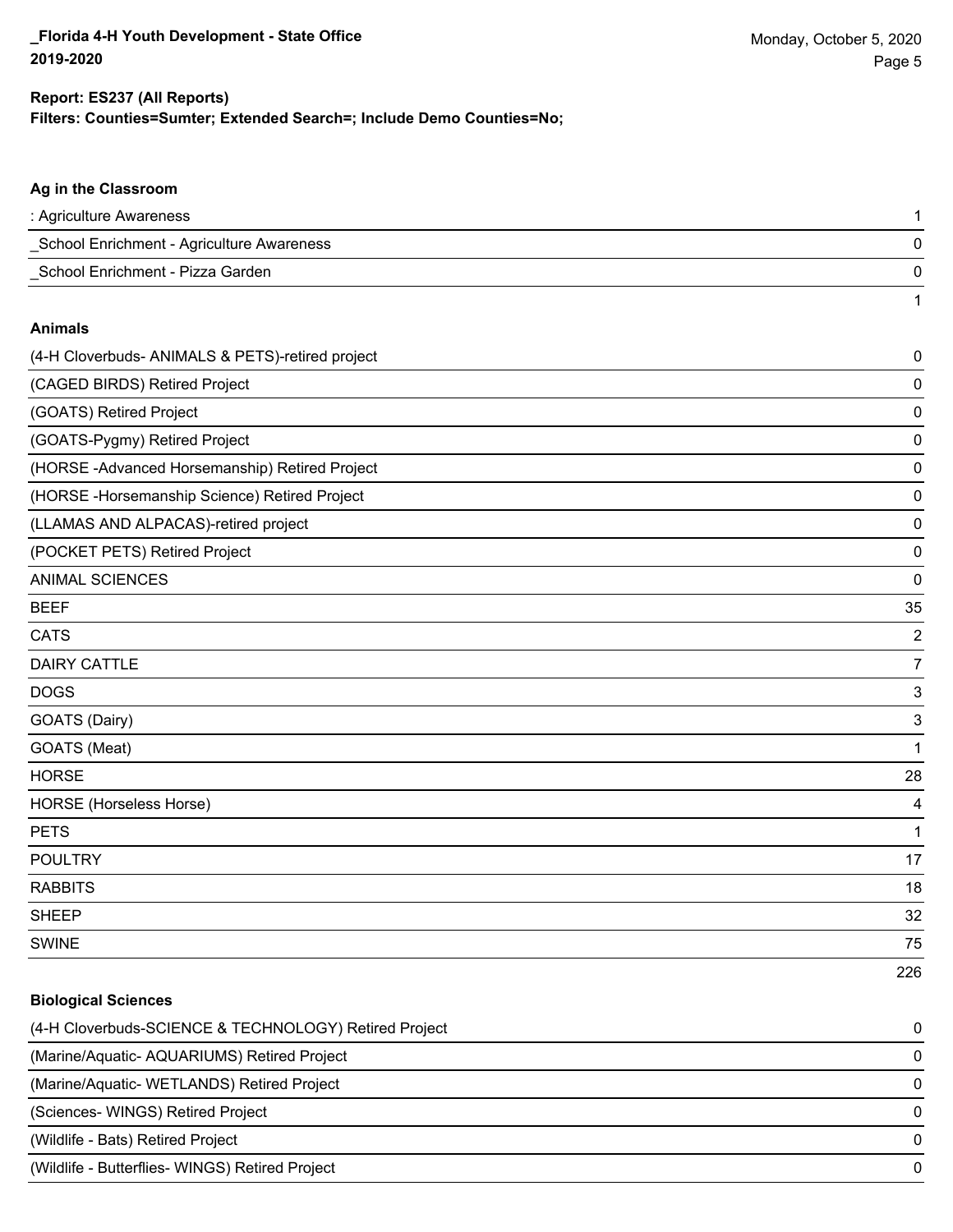**Report: ES237 (All Reports)**
**Filters: Counties=Sumter; Extended Search=; Include Demo Counties=No;**

### Ag in the Classroom

| | |
|---|---|
| : Agriculture Awareness | 1 |
| _School Enrichment - Agriculture Awareness | 0 |
| _School Enrichment - Pizza Garden | 0 |
| | 1 |

### Animals

| | |
|---|---|
| (4-H Cloverbuds- ANIMALS & PETS)-retired project | 0 |
| (CAGED BIRDS) Retired Project | 0 |
| (GOATS) Retired Project | 0 |
| (GOATS-Pygmy) Retired Project | 0 |
| (HORSE -Advanced Horsemanship) Retired Project | 0 |
| (HORSE -Horsemanship Science) Retired Project | 0 |
| (LLAMAS AND ALPACAS)-retired project | 0 |
| (POCKET PETS) Retired Project | 0 |
| ANIMAL SCIENCES | 0 |
| BEEF | 35 |
| CATS | 2 |
| DAIRY CATTLE | 7 |
| DOGS | 3 |
| GOATS (Dairy) | 3 |
| GOATS (Meat) | 1 |
| HORSE | 28 |
| HORSE (Horseless Horse) | 4 |
| PETS | 1 |
| POULTRY | 17 |
| RABBITS | 18 |
| SHEEP | 32 |
| SWINE | 75 |
| | 226 |

### Biological Sciences

| | |
|---|---|
| (4-H Cloverbuds-SCIENCE & TECHNOLOGY) Retired Project | 0 |
| (Marine/Aquatic- AQUARIUMS) Retired Project | 0 |
| (Marine/Aquatic- WETLANDS) Retired Project | 0 |
| (Sciences- WINGS) Retired Project | 0 |
| (Wildlife - Bats) Retired Project | 0 |
| (Wildlife - Butterflies- WINGS) Retired Project | 0 |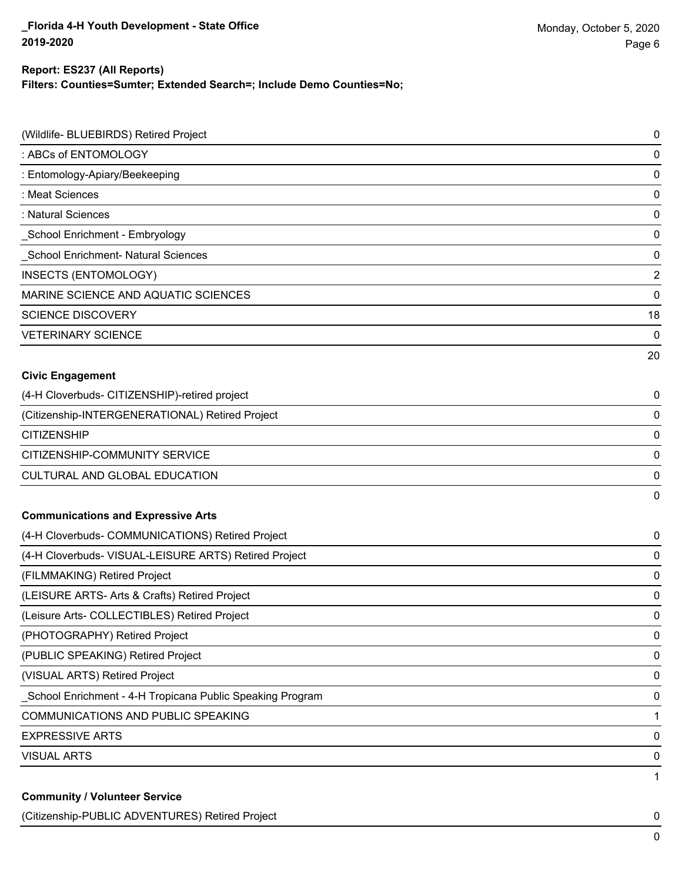**Report: ES237 (All Reports)**

**Filters: Counties=Sumter; Extended Search=; Include Demo Counties=No;**

| | |
|---|---|
| (Wildlife- BLUEBIRDS) Retired Project | 0 |
| : ABCs of ENTOMOLOGY | 0 |
| : Entomology-Apiary/Beekeeping | 0 |
| : Meat Sciences | 0 |
| : Natural Sciences | 0 |
| _School Enrichment - Embryology | 0 |
| _School Enrichment- Natural Sciences | 0 |
| INSECTS (ENTOMOLOGY) | 2 |
| MARINE SCIENCE AND AQUATIC SCIENCES | 0 |
| SCIENCE DISCOVERY | 18 |
| VETERINARY SCIENCE | 0 |
| | 20 |

**Civic Engagement**

| | |
|---|---|
| (4-H Cloverbuds- CITIZENSHIP)-retired project | 0 |
| (Citizenship-INTERGENERATIONAL) Retired Project | 0 |
| CITIZENSHIP | 0 |
| CITIZENSHIP-COMMUNITY SERVICE | 0 |
| CULTURAL AND GLOBAL EDUCATION | 0 |
| | 0 |

**Communications and Expressive Arts**

| | |
|---|---|
| (4-H Cloverbuds- COMMUNICATIONS) Retired Project | 0 |
| (4-H Cloverbuds- VISUAL-LEISURE ARTS) Retired Project | 0 |
| (FILMMAKING) Retired Project | 0 |
| (LEISURE ARTS- Arts & Crafts) Retired Project | 0 |
| (Leisure Arts- COLLECTIBLES) Retired Project | 0 |
| (PHOTOGRAPHY) Retired Project | 0 |
| (PUBLIC SPEAKING) Retired Project | 0 |
| (VISUAL ARTS) Retired Project | 0 |
| _School Enrichment - 4-H Tropicana Public Speaking Program | 0 |
| COMMUNICATIONS AND PUBLIC SPEAKING | 1 |
| EXPRESSIVE ARTS | 0 |
| VISUAL ARTS | 0 |
| | 1 |

**Community / Volunteer Service**

| | |
|---|---|
| (Citizenship-PUBLIC ADVENTURES) Retired Project | 0 |
| | 0 |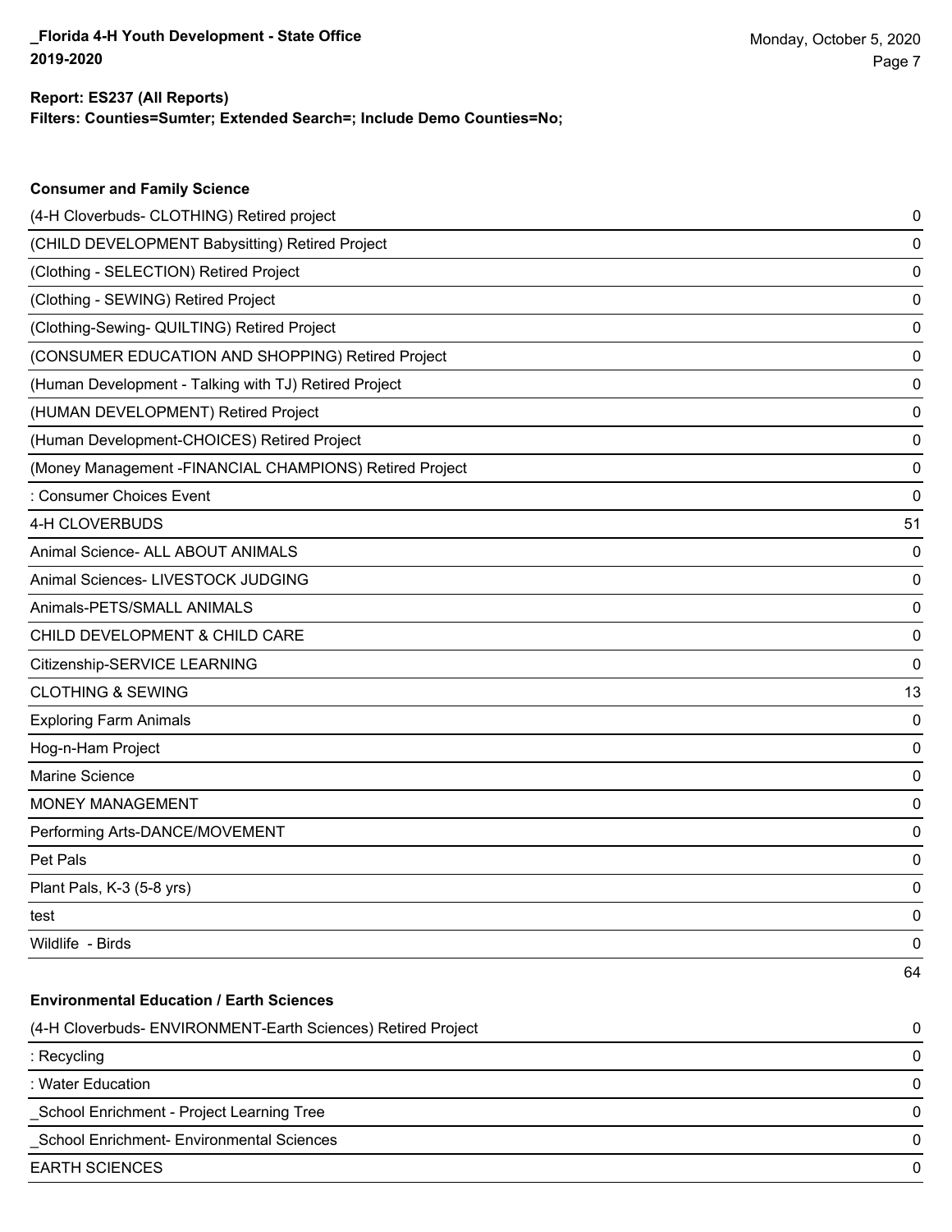**Report: ES237 (All Reports)**
**Filters: Counties=Sumter; Extended Search=; Include Demo Counties=No;**

### Consumer and Family Science

| | |
|---|---|
| (4-H Cloverbuds- CLOTHING) Retired project | 0 |
| (CHILD DEVELOPMENT Babysitting) Retired Project | 0 |
| (Clothing - SELECTION) Retired Project | 0 |
| (Clothing - SEWING) Retired Project | 0 |
| (Clothing-Sewing- QUILTING) Retired Project | 0 |
| (CONSUMER EDUCATION AND SHOPPING) Retired Project | 0 |
| (Human Development - Talking with TJ) Retired Project | 0 |
| (HUMAN DEVELOPMENT) Retired Project | 0 |
| (Human Development-CHOICES) Retired Project | 0 |
| (Money Management -FINANCIAL CHAMPIONS) Retired Project | 0 |
| : Consumer Choices Event | 0 |
| 4-H CLOVERBUDS | 51 |
| Animal Science- ALL ABOUT ANIMALS | 0 |
| Animal Sciences- LIVESTOCK JUDGING | 0 |
| Animals-PETS/SMALL ANIMALS | 0 |
| CHILD DEVELOPMENT & CHILD CARE | 0 |
| Citizenship-SERVICE LEARNING | 0 |
| CLOTHING & SEWING | 13 |
| Exploring Farm Animals | 0 |
| Hog-n-Ham Project | 0 |
| Marine Science | 0 |
| MONEY MANAGEMENT | 0 |
| Performing Arts-DANCE/MOVEMENT | 0 |
| Pet Pals | 0 |
| Plant Pals, K-3 (5-8 yrs) | 0 |
| test | 0 |
| Wildlife - Birds | 0 |
| | 64 |

### Environmental Education / Earth Sciences

| | |
|---|---|
| (4-H Cloverbuds- ENVIRONMENT-Earth Sciences) Retired Project | 0 |
| : Recycling | 0 |
| : Water Education | 0 |
| _School Enrichment - Project Learning Tree | 0 |
| _School Enrichment- Environmental Sciences | 0 |
| EARTH SCIENCES | 0 |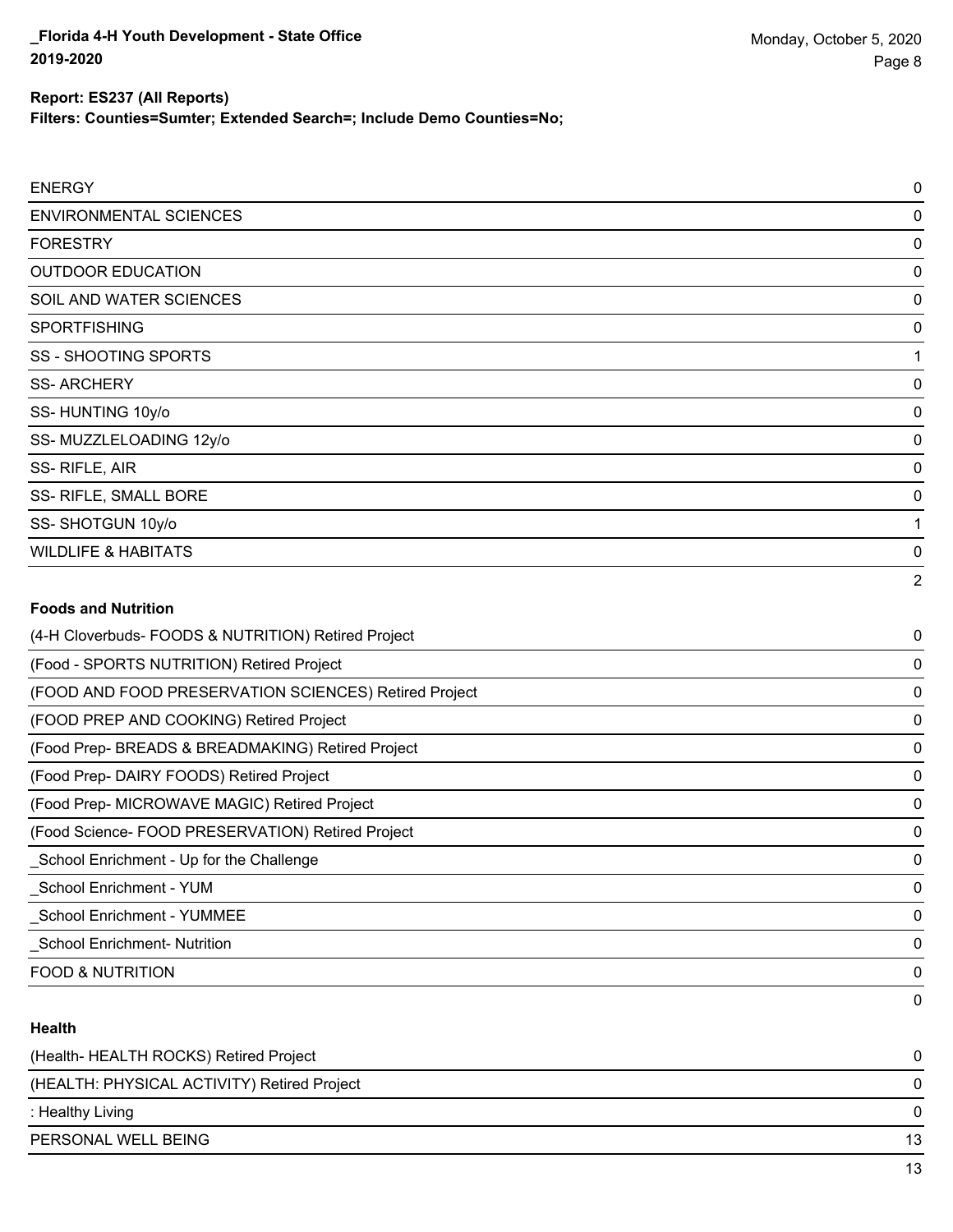**Report: ES237 (All Reports)**

**Filters: Counties=Sumter; Extended Search=; Include Demo Counties=No;**

| | |
|---|---|
| ENERGY | 0 |
| ENVIRONMENTAL SCIENCES | 0 |
| FORESTRY | 0 |
| OUTDOOR EDUCATION | 0 |
| SOIL AND WATER SCIENCES | 0 |
| SPORTFISHING | 0 |
| SS - SHOOTING SPORTS | 1 |
| SS- ARCHERY | 0 |
| SS- HUNTING 10y/o | 0 |
| SS- MUZZLELOADING 12y/o | 0 |
| SS- RIFLE, AIR | 0 |
| SS- RIFLE, SMALL BORE | 0 |
| SS- SHOTGUN 10y/o | 1 |
| WILDLIFE & HABITATS | 0 |
| | 2 |

**Foods and Nutrition**

| | |
|---|---|
| (4-H Cloverbuds- FOODS & NUTRITION) Retired Project | 0 |
| (Food - SPORTS NUTRITION) Retired Project | 0 |
| (FOOD AND FOOD PRESERVATION SCIENCES) Retired Project | 0 |
| (FOOD PREP AND COOKING) Retired Project | 0 |
| (Food Prep- BREADS & BREADMAKING) Retired Project | 0 |
| (Food Prep- DAIRY FOODS) Retired Project | 0 |
| (Food Prep- MICROWAVE MAGIC) Retired Project | 0 |
| (Food Science- FOOD PRESERVATION) Retired Project | 0 |
| _School Enrichment - Up for the Challenge | 0 |
| _School Enrichment - YUM | 0 |
| _School Enrichment - YUMMEE | 0 |
| _School Enrichment- Nutrition | 0 |
| FOOD & NUTRITION | 0 |
| | 0 |

**Health**

| | |
|---|---|
| (Health- HEALTH ROCKS) Retired Project | 0 |
| (HEALTH: PHYSICAL ACTIVITY) Retired Project | 0 |
| : Healthy Living | 0 |
| PERSONAL WELL BEING | 13 |
| | 13 |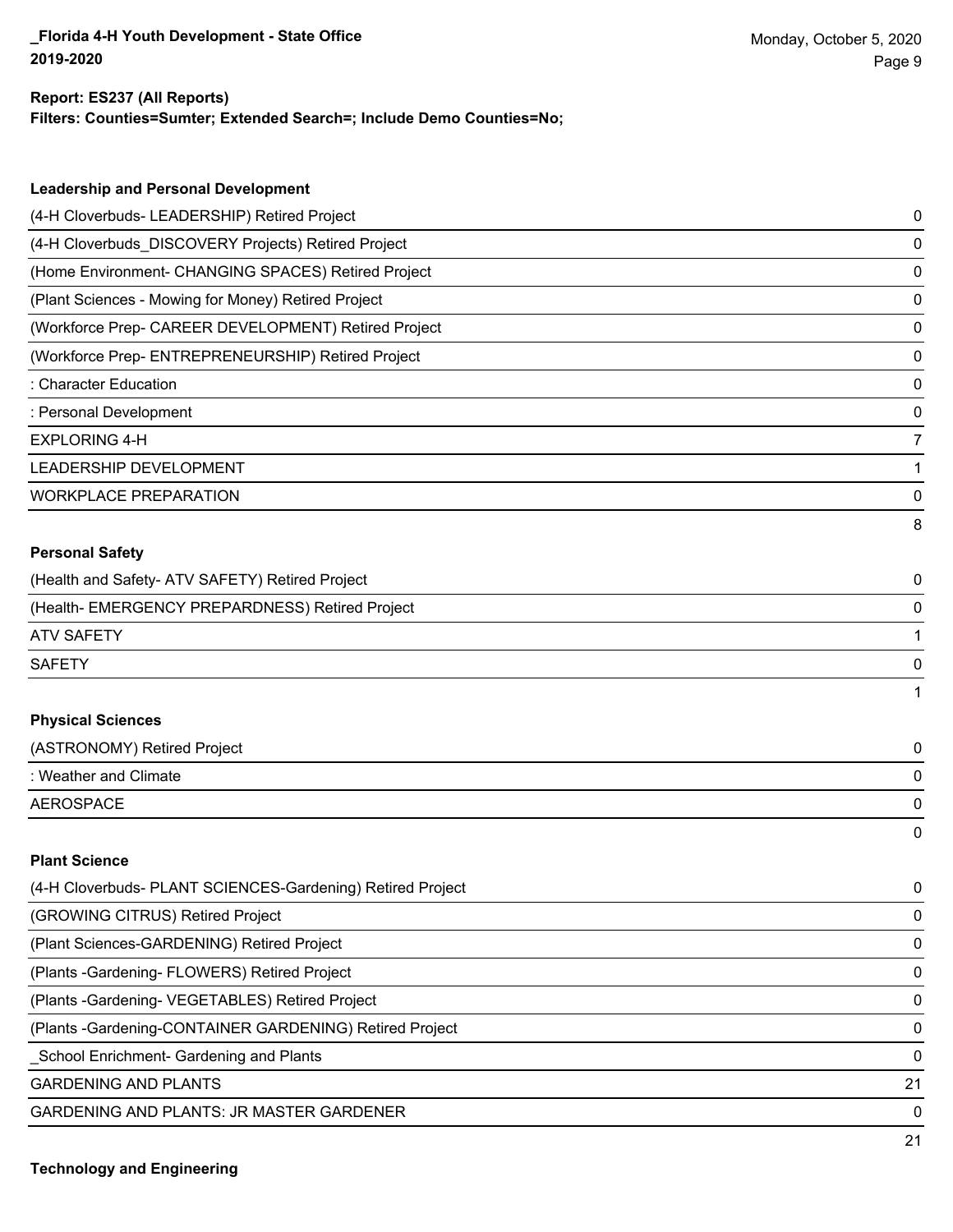**Report: ES237 (All Reports)**
**Filters: Counties=Sumter; Extended Search=; Include Demo Counties=No;**

### Leadership and Personal Development

| Project | Count |
|---|---|
| (4-H Cloverbuds- LEADERSHIP) Retired Project | 0 |
| (4-H Cloverbuds_DISCOVERY Projects) Retired Project | 0 |
| (Home Environment- CHANGING SPACES) Retired Project | 0 |
| (Plant Sciences - Mowing for Money) Retired Project | 0 |
| (Workforce Prep- CAREER DEVELOPMENT) Retired Project | 0 |
| (Workforce Prep- ENTREPRENEURSHIP) Retired Project | 0 |
| : Character Education | 0 |
| : Personal Development | 0 |
| EXPLORING 4-H | 7 |
| LEADERSHIP DEVELOPMENT | 1 |
| WORKPLACE PREPARATION | 0 |
| | 8 |

### Personal Safety

| Project | Count |
|---|---|
| (Health and Safety- ATV SAFETY) Retired Project | 0 |
| (Health- EMERGENCY PREPARDNESS) Retired Project | 0 |
| ATV SAFETY | 1 |
| SAFETY | 0 |
| | 1 |

### Physical Sciences

| Project | Count |
|---|---|
| (ASTRONOMY) Retired Project | 0 |
| : Weather and Climate | 0 |
| AEROSPACE | 0 |
| | 0 |

### Plant Science

| Project | Count |
|---|---|
| (4-H Cloverbuds- PLANT SCIENCES-Gardening) Retired Project | 0 |
| (GROWING CITRUS) Retired Project | 0 |
| (Plant Sciences-GARDENING) Retired Project | 0 |
| (Plants -Gardening- FLOWERS) Retired Project | 0 |
| (Plants -Gardening- VEGETABLES) Retired Project | 0 |
| (Plants -Gardening-CONTAINER GARDENING) Retired Project | 0 |
| _School Enrichment- Gardening and Plants | 0 |
| GARDENING AND PLANTS | 21 |
| GARDENING AND PLANTS: JR MASTER GARDENER | 0 |
| | 21 |

### Technology and Engineering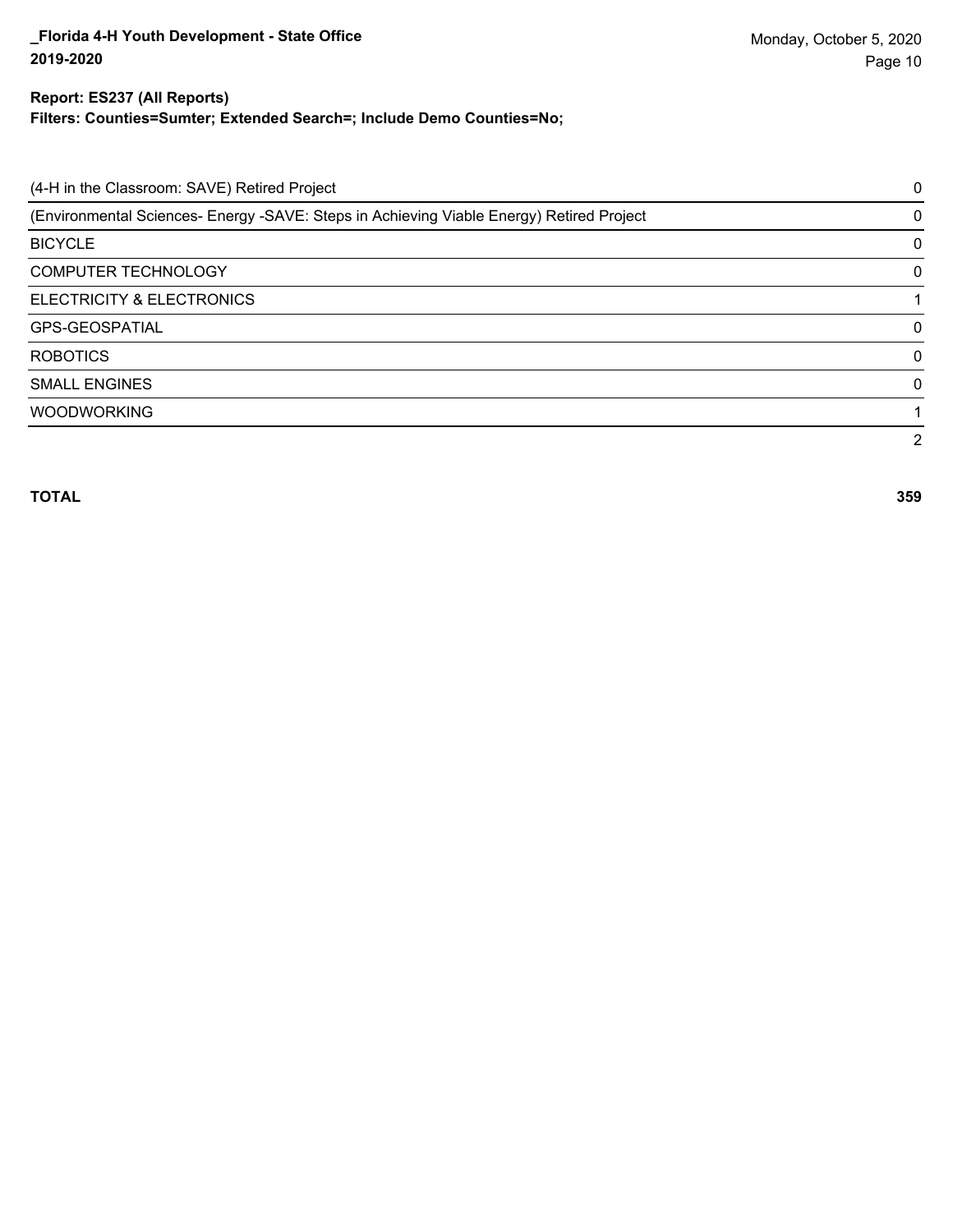**Report: ES237 (All Reports)**
**Filters: Counties=Sumter; Extended Search=; Include Demo Counties=No;**

| | |
|---|---|
| (4-H in the Classroom: SAVE) Retired Project | 0 |
| (Environmental Sciences- Energy -SAVE: Steps in Achieving Viable Energy) Retired Project | 0 |
| BICYCLE | 0 |
| COMPUTER TECHNOLOGY | 0 |
| ELECTRICITY & ELECTRONICS | 1 |
| GPS-GEOSPATIAL | 0 |
| ROBOTICS | 0 |
| SMALL ENGINES | 0 |
| WOODWORKING | 1 |
| | 2 |

**TOTAL** **359**